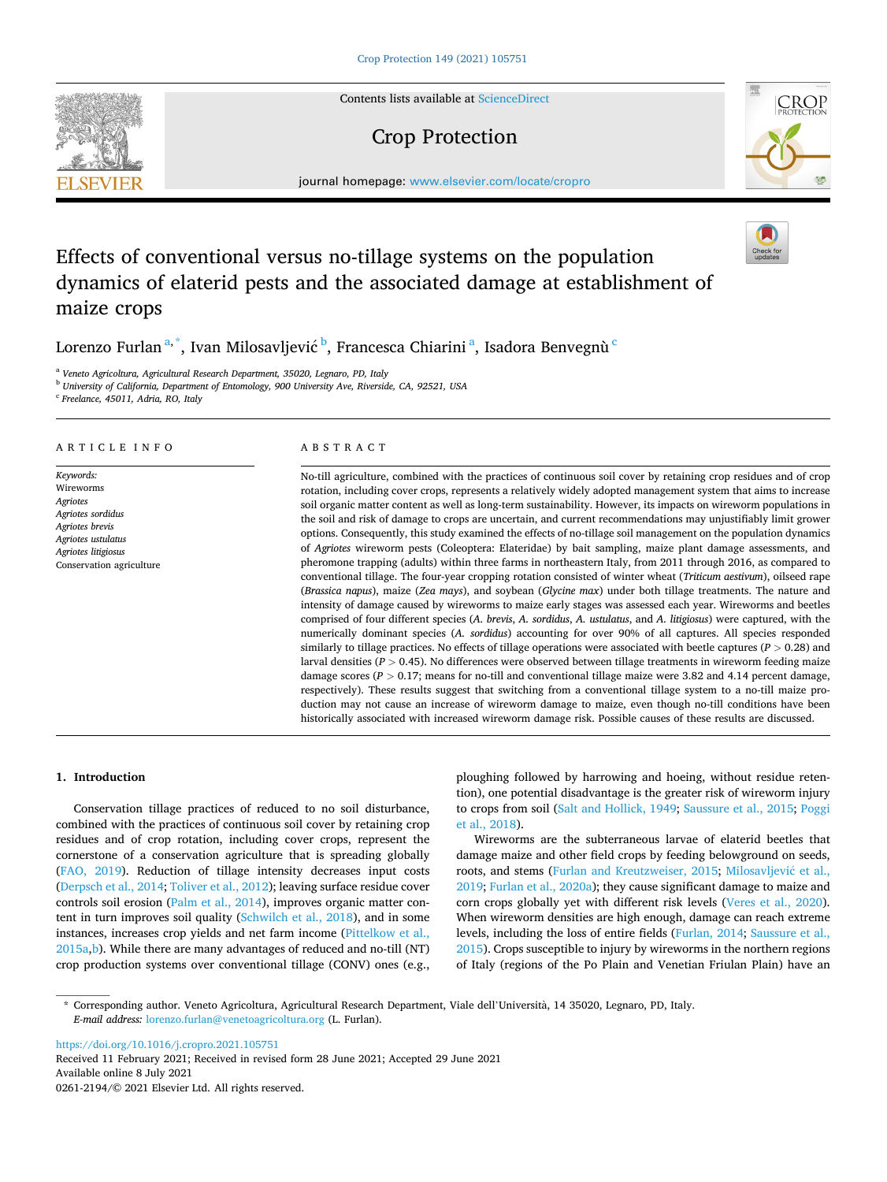# Effects of conventional versus no-tillage systems on the population dynamics of elaterid pests and the associated damage at establishment of maize crops

Lorenzo Furlan [a,*], Ivan Milosavljević [b], Francesca Chiarini [a], Isadora Benvegnù [c]

[a] Veneto Agricoltura, Agricultural Research Department, 35020, Legnaro, PD, Italy
[b] University of California, Department of Entomology, 900 University Ave, Riverside, CA, 92521, USA
[c] Freelance, 45011, Adria, RO, Italy

## ARTICLE INFO

*Keywords:*
Wireworms
*Agriotes*
*Agriotes sordidus*
*Agriotes brevis*
*Agriotes ustulatus*
*Agriotes litigiosus*
Conservation agriculture

## ABSTRACT

No-tillage agriculture, combined with the practices of continuous soil cover by retaining crop residues and of crop rotation, including cover crops, represents a relatively widely adopted management system that aims to increase soil organic matter content as well as long-term sustainability. However, its impacts on wireworm populations in the soil and risk of damage to crops are uncertain, and current recommendations may unjustifiably limit grower options. Consequently, this study examined the effects of no-tillage soil management on the population dynamics of *Agriotes* wireworm pests (Coleoptera: Elateridae) by bait sampling, maize plant damage assessments, and pheromone trapping (adults) within three farms in northeastern Italy, from 2011 through 2016, as compared to conventional tillage. The four-year cropping rotation consisted of winter wheat (*Triticum aestivum*), oilseed rape (*Brassica napus*), maize (*Zea mays*), and soybean (*Glycine max*) under both tillage treatments. The nature and intensity of damage caused by wireworms to maize early stages was assessed each year. Wireworms and beetles comprised of four different species (*A. brevis*, *A. sordidus*, *A. ustulatus*, and *A. litigiosus*) were captured, with the numerically dominant species (*A. sordidus*) accounting for over 90% of all captures. All species responded similarly to tillage practices. No effects of tillage operations were associated with beetle captures ($P > 0.28$) and larval densities ($P > 0.45$). No differences were observed between tillage treatments in wireworm feeding maize damage scores ($P > 0.17$; means for no-till and conventional tillage maize were 3.82 and 4.14 percent damage, respectively). These results suggest that switching from a conventional tillage system to a no-till maize production may not cause an increase of wireworm damage to maize, even though no-till conditions have been historically associated with increased wireworm damage risk. Possible causes of these results are discussed.

## 1. Introduction

Conservation tillage practices of reduced to no soil disturbance, combined with the practices of continuous soil cover by retaining crop residues and of crop rotation, including cover crops, represent the cornerstone of a conservation agriculture that is spreading globally (FAO, 2019). Reduction of tillage intensity decreases input costs (Derpsch et al., 2014; Toliver et al., 2012); leaving surface residue cover controls soil erosion (Palm et al., 2014), improves organic matter content in turn improves soil quality (Schwilch et al., 2018), and in some instances, increases crop yields and net farm income (Pittelkow et al., 2015a,b). While there are many advantages of reduced and no-till (NT) crop production systems over conventional tillage (CONV) ones (e.g., ploughing followed by harrowing and hoeing, without residue retention), one potential disadvantage is the greater risk of wireworm injury to crops from soil (Salt and Hollick, 1949; Saussure et al., 2015; Poggi et al., 2018).

Wireworms are the subterraneous larvae of elaterid beetles that damage maize and other field crops by feeding belowground on seeds, roots, and stems (Furlan and Kreutzweiser, 2015; Milosavljević et al., 2019; Furlan et al., 2020a); they cause significant damage to maize and corn crops globally yet with different risk levels (Veres et al., 2020). When wireworm densities are high enough, damage can reach extreme levels, including the loss of entire fields (Furlan, 2014; Saussure et al., 2015). Crops susceptible to injury by wireworms in the northern regions of Italy (regions of the Po Plain and Venetian Friulan Plain) have an

* Corresponding author. Veneto Agricoltura, Agricultural Research Department, Viale dell'Università, 14 35020, Legnaro, PD, Italy.
*E-mail address:* lorenzo.furlan@venetoagricoltura.org (L. Furlan).

https://doi.org/10.1016/j.cropro.2021.105751
Received 11 February 2021; Received in revised form 28 June 2021; Accepted 29 June 2021
Available online 8 July 2021
0261-2194/© 2021 Elsevier Ltd. All rights reserved.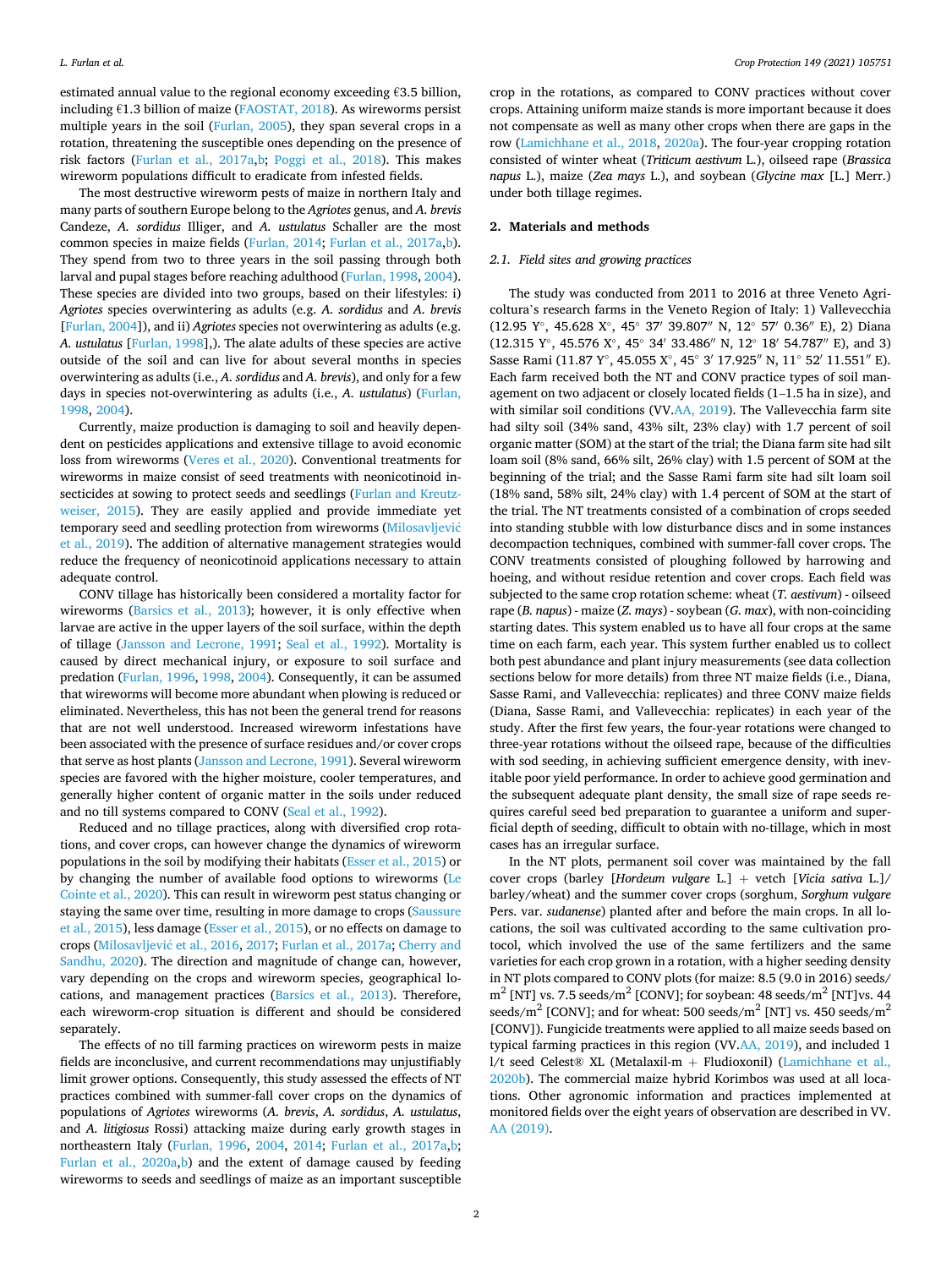estimated annual value to the regional economy exceeding €3.5 billion, including €1.3 billion of maize (FAOSTAT, 2018). As wireworms persist multiple years in the soil (Furlan, 2005), they span several crops in a rotation, threatening the susceptible ones depending on the presence of risk factors (Furlan et al., 2017a,b; Poggi et al., 2018). This makes wireworm populations difficult to eradicate from infested fields.

The most destructive wireworm pests of maize in northern Italy and many parts of southern Europe belong to the *Agriotes* genus, and *A. brevis* Candeze, *A. sordidus* Illiger, and *A. ustulatus* Schaller are the most common species in maize fields (Furlan, 2014; Furlan et al., 2017a,b). They spend from two to three years in the soil passing through both larval and pupal stages before reaching adulthood (Furlan, 1998, 2004). These species are divided into two groups, based on their lifestyles: i) *Agriotes* species overwintering as adults (e.g. *A. sordidus* and *A. brevis* [Furlan, 2004]), and ii) *Agriotes* species not overwintering as adults (e.g. *A. ustulatus* [Furlan, 1998],). The alate adults of these species are active outside of the soil and can live for about several months in species overwintering as adults (i.e., *A. sordidus* and *A. brevis*), and only for a few days in species not-overwintering as adults (i.e., *A. ustulatus*) (Furlan, 1998, 2004).

Currently, maize production is damaging to soil and heavily dependent on pesticides applications and extensive tillage to avoid economic loss from wireworms (Veres et al., 2020). Conventional treatments for wireworms in maize consist of seed treatments with neonicotinoid insecticides at sowing to protect seeds and seedlings (Furlan and Kreutzweiser, 2015). They are easily applied and provide immediate yet temporary seed and seedling protection from wireworms (Milosavljević et al., 2019). The addition of alternative management strategies would reduce the frequency of neonicotinoid applications necessary to attain adequate control.

CONV tillage has historically been considered a mortality factor for wireworms (Barsics et al., 2013); however, it is only effective when larvae are active in the upper layers of the soil surface, within the depth of tillage (Jansson and Lecrone, 1991; Seal et al., 1992). Mortality is caused by direct mechanical injury, or exposure to soil surface and predation (Furlan, 1996, 1998, 2004). Consequently, it can be assumed that wireworms will become more abundant when plowing is reduced or eliminated. Nevertheless, this has not been the general trend for reasons that are not well understood. Increased wireworm infestations have been associated with the presence of surface residues and/or cover crops that serve as host plants (Jansson and Lecrone, 1991). Several wireworm species are favored with the higher moisture, cooler temperatures, and generally higher content of organic matter in the soils under reduced and no till systems compared to CONV (Seal et al., 1992).

Reduced and no tillage practices, along with diversified crop rotations, and cover crops, can however change the dynamics of wireworm populations in the soil by modifying their habitats (Esser et al., 2015) or by changing the number of available food options to wireworms (Le Cointe et al., 2020). This can result in wireworm pest status changing or staying the same over time, resulting in more damage to crops (Saussure et al., 2015), less damage (Esser et al., 2015), or no effects on damage to crops (Milosavljević et al., 2016, 2017; Furlan et al., 2017a; Cherry and Sandhu, 2020). The direction and magnitude of change can, however, vary depending on the crops and wireworm species, geographical locations, and management practices (Barsics et al., 2013). Therefore, each wireworm-crop situation is different and should be considered separately.

The effects of no till farming practices on wireworm pests in maize fields are inconclusive, and current recommendations may unjustifiably limit grower options. Consequently, this study assessed the effects of NT practices combined with summer-fall cover crops on the dynamics of populations of *Agriotes* wireworms (*A. brevis*, *A. sordidus*, *A. ustulatus*, and *A. litigiosus* Rossi) attacking maize during early growth stages in northeastern Italy (Furlan, 1996, 2004, 2014; Furlan et al., 2017a,b; Furlan et al., 2020a,b) and the extent of damage caused by feeding wireworms to seeds and seedlings of maize as an important susceptible crop in the rotations, as compared to CONV practices without cover crops. Attaining uniform maize stands is more important because it does not compensate as well as many other crops when there are gaps in the row (Lamichhane et al., 2018, 2020a). The four-year cropping rotation consisted of winter wheat (*Triticum aestivum* L.), oilseed rape (*Brassica napus* L.), maize (*Zea mays* L.), and soybean (*Glycine max* [L.] Merr.) under both tillage regimes.

## 2. Materials and methods

### 2.1. Field sites and growing practices

The study was conducted from 2011 to 2016 at three Veneto Agricoltura's research farms in the Veneto Region of Italy: 1) Vallevecchia (12.95 Y°, 45.628 X°, 45° 37′ 39.807″ N, 12° 57′ 0.36″ E), 2) Diana (12.315 Y°, 45.576 X°, 45° 34′ 33.486″ N, 12° 18′ 54.787″ E), and 3) Sasse Rami (11.87 Y°, 45.055 X°, 45° 3′ 17.925″ N, 11° 52′ 11.551″ E). Each farm received both the NT and CONV practice types of soil management on two adjacent or closely located fields (1–1.5 ha in size), and with similar soil conditions (VV.AA, 2019). The Vallevecchia farm site had silty soil (34% sand, 43% silt, 23% clay) with 1.7 percent of soil organic matter (SOM) at the start of the trial; the Diana farm site had silt loam soil (8% sand, 66% silt, 26% clay) with 1.5 percent of SOM at the beginning of the trial; and the Sasse Rami farm site had silt loam soil (18% sand, 58% silt, 24% clay) with 1.4 percent of SOM at the start of the trial. The NT treatments consisted of a combination of crops seeded into standing stubble with low disturbance discs and in some instances decompaction techniques, combined with summer-fall cover crops. The CONV treatments consisted of ploughing followed by harrowing and hoeing, and without residue retention and cover crops. Each field was subjected to the same crop rotation scheme: wheat (*T. aestivum*) - oilseed rape (*B. napus*) - maize (*Z. mays*) - soybean (*G. max*), with non-coinciding starting dates. This system enabled us to have all four crops at the same time on each farm, each year. This system further enabled us to collect both pest abundance and plant injury measurements (see data collection sections below for more details) from three NT maize fields (i.e., Diana, Sasse Rami, and Vallevecchia: replicates) and three CONV maize fields (Diana, Sasse Rami, and Vallevecchia: replicates) in each year of the study. After the first few years, the four-year rotations were changed to three-year rotations without the oilseed rape, because of the difficulties with sod seeding, in achieving sufficient emergence density, with inevitable poor yield performance. In order to achieve good germination and the subsequent adequate plant density, the small size of rape seeds requires careful seed bed preparation to guarantee a uniform and superficial depth of seeding, difficult to obtain with no-tillage, which in most cases has an irregular surface.

In the NT plots, permanent soil cover was maintained by the fall cover crops (barley [*Hordeum vulgare* L.] + vetch [*Vicia sativa* L.]/ barley/wheat) and the summer cover crops (sorghum, *Sorghum vulgare* Pers. var. *sudanense*) planted after and before the main crops. In all locations, the soil was cultivated according to the same cultivation protocol, which involved the use of the same fertilizers and the same varieties for each crop grown in a rotation, with a higher seeding density in NT plots compared to CONV plots (for maize: 8.5 (9.0 in 2016) seeds/$m^2$ [NT] vs. 7.5 seeds/$m^2$ [CONV]; for soybean: 48 seeds/$m^2$ [NT]vs. 44 seeds/$m^2$ [CONV]; and for wheat: 500 seeds/$m^2$ [NT] vs. 450 seeds/$m^2$ [CONV]). Fungicide treatments were applied to all maize seeds based on typical farming practices in this region (VV.AA, 2019), and included 1 l/t seed Celest® XL (Metalaxil-m + Fludioxonil) (Lamichhane et al., 2020b). The commercial maize hybrid Korimbos was used at all locations. Other agronomic information and practices implemented at monitored fields over the eight years of observation are described in VV. AA (2019).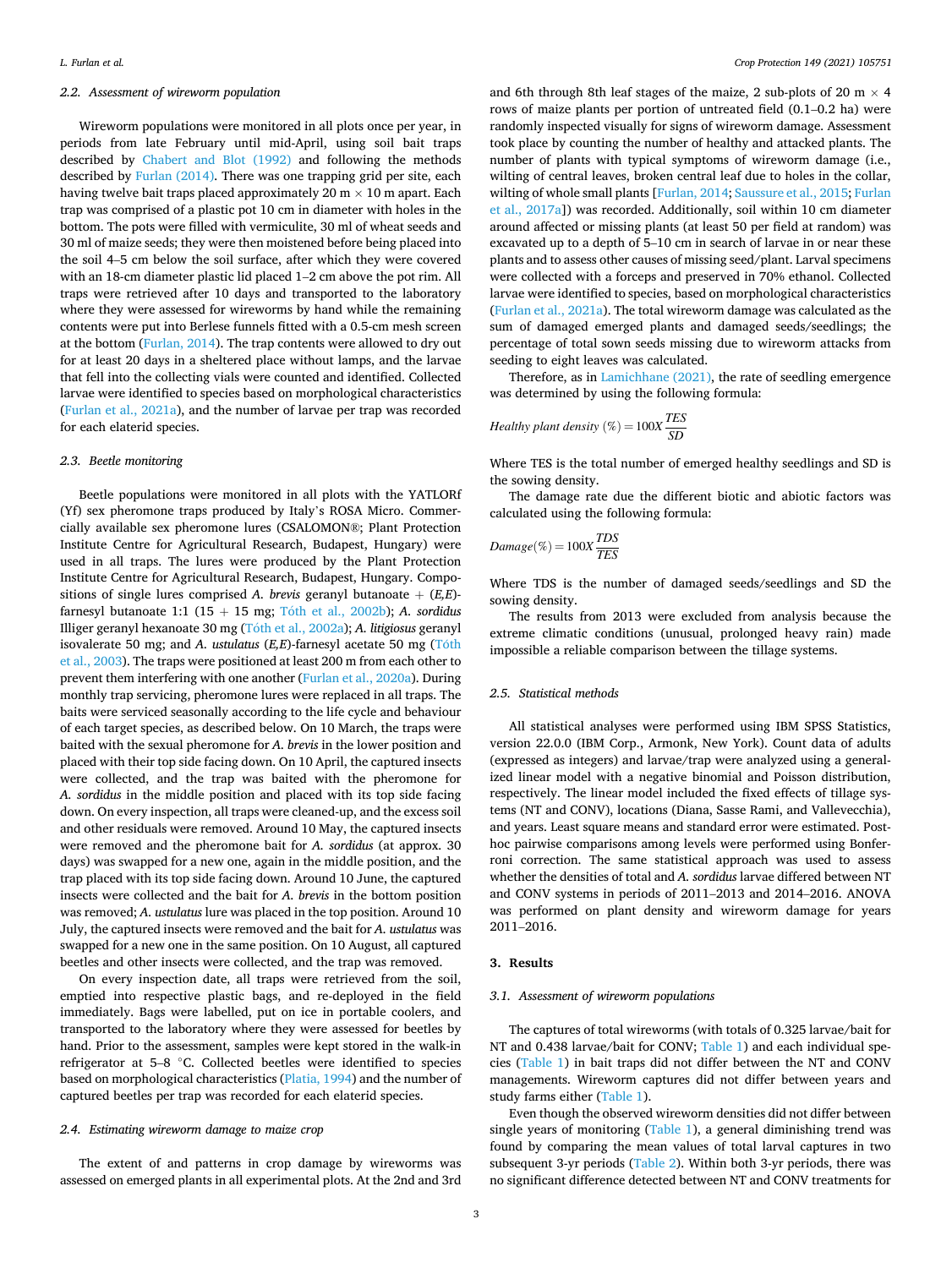### 2.2. Assessment of wireworm population

Wireworm populations were monitored in all plots once per year, in periods from late February until mid-April, using soil bait traps described by Chabert and Blot (1992) and following the methods described by Furlan (2014). There was one trapping grid per site, each having twelve bait traps placed approximately 20 m × 10 m apart. Each trap was comprised of a plastic pot 10 cm in diameter with holes in the bottom. The pots were filled with vermiculite, 30 ml of wheat seeds and 30 ml of maize seeds; they were then moistened before being placed into the soil 4–5 cm below the soil surface, after which they were covered with an 18-cm diameter plastic lid placed 1–2 cm above the pot rim. All traps were retrieved after 10 days and transported to the laboratory where they were assessed for wireworms by hand while the remaining contents were put into Berlese funnels fitted with a 0.5-cm mesh screen at the bottom (Furlan, 2014). The trap contents were allowed to dry out for at least 20 days in a sheltered place without lamps, and the larvae that fell into the collecting vials were counted and identified. Collected larvae were identified to species based on morphological characteristics (Furlan et al., 2021a), and the number of larvae per trap was recorded for each elaterid species.

### 2.3. Beetle monitoring

Beetle populations were monitored in all plots with the YATLORf (Yf) sex pheromone traps produced by Italy's ROSA Micro. Commercially available sex pheromone lures (CSALOMON®; Plant Protection Institute Centre for Agricultural Research, Budapest, Hungary) were used in all traps. The lures were produced by the Plant Protection Institute Centre for Agricultural Research, Budapest, Hungary. Compositions of single lures comprised *A. brevis* geranyl butanoate + (*E,E*)-farnesyl butanoate 1:1 (15 + 15 mg; Tóth et al., 2002b); *A. sordidus* Illiger geranyl hexanoate 30 mg (Tóth et al., 2002a); *A. litigiosus* geranyl isovalerate 50 mg; and *A. ustulatus* (*E,E*)-farnesyl acetate 50 mg (Tóth et al., 2003). The traps were positioned at least 200 m from each other to prevent them interfering with one another (Furlan et al., 2020a). During monthly trap servicing, pheromone lures were replaced in all traps. The baits were serviced seasonally according to the life cycle and behaviour of each target species, as described below. On 10 March, the traps were baited with the sexual pheromone for *A. brevis* in the lower position and placed with their top side facing down. On 10 April, the captured insects were collected, and the trap was baited with the pheromone for *A. sordidus* in the middle position and placed with its top side facing down. On every inspection, all traps were cleaned-up, and the excess soil and other residuals were removed. Around 10 May, the captured insects were removed and the pheromone bait for *A. sordidus* (at approx. 30 days) was swapped for a new one, again in the middle position, and the trap placed with its top side facing down. Around 10 June, the captured insects were collected and the bait for *A. brevis* in the bottom position was removed; *A. ustulatus* lure was placed in the top position. Around 10 July, the captured insects were removed and the bait for *A. ustulatus* was swapped for a new one in the same position. On 10 August, all captured beetles and other insects were collected, and the trap was removed.

On every inspection date, all traps were retrieved from the soil, emptied into respective plastic bags, and re-deployed in the field immediately. Bags were labelled, put on ice in portable coolers, and transported to the laboratory where they were assessed for beetles by hand. Prior to the assessment, samples were kept stored in the walk-in refrigerator at 5–8 °C. Collected beetles were identified to species based on morphological characteristics (Platia, 1994) and the number of captured beetles per trap was recorded for each elaterid species.

### 2.4. Estimating wireworm damage to maize crop

The extent of and patterns in crop damage by wireworms was assessed on emerged plants in all experimental plots. At the 2nd and 3rd and 6th through 8th leaf stages of the maize, 2 sub-plots of 20 m × 4 rows of maize plants per portion of untreated field (0.1–0.2 ha) were randomly inspected visually for signs of wireworm damage. Assessment took place by counting the number of healthy and attacked plants. The number of plants with typical symptoms of wireworm damage (i.e., wilting of central leaves, broken central leaf due to holes in the collar, wilting of whole small plants [Furlan, 2014; Saussure et al., 2015; Furlan et al., 2017a]) was recorded. Additionally, soil within 10 cm diameter around affected or missing plants (at least 50 per field at random) was excavated up to a depth of 5–10 cm in search of larvae in or near these plants and to assess other causes of missing seed/plant. Larval specimens were collected with a forceps and preserved in 70% ethanol. Collected larvae were identified to species, based on morphological characteristics (Furlan et al., 2021a). The total wireworm damage was calculated as the sum of damaged emerged plants and damaged seeds/seedlings; the percentage of total sown seeds missing due to wireworm attacks from seeding to eight leaves was calculated.

Therefore, as in Lamichhane (2021), the rate of seedling emergence was determined by using the following formula:

$$\text{Healthy plant density } (\%) = 100X\frac{TES}{SD}$$

Where TES is the total number of emerged healthy seedlings and SD is the sowing density.

The damage rate due the different biotic and abiotic factors was calculated using the following formula:

$$\text{Damage}(\%) = 100X\frac{TDS}{TES}$$

Where TDS is the number of damaged seeds/seedlings and SD the sowing density.

The results from 2013 were excluded from analysis because the extreme climatic conditions (unusual, prolonged heavy rain) made impossible a reliable comparison between the tillage systems.

### 2.5. Statistical methods

All statistical analyses were performed using IBM SPSS Statistics, version 22.0.0 (IBM Corp., Armonk, New York). Count data of adults (expressed as integers) and larvae/trap were analyzed using a generalized linear model with a negative binomial and Poisson distribution, respectively. The linear model included the fixed effects of tillage systems (NT and CONV), locations (Diana, Sasse Rami, and Vallevecchia), and years. Least square means and standard error were estimated. Post-hoc pairwise comparisons among levels were performed using Bonferroni correction. The same statistical approach was used to assess whether the densities of total and *A. sordidus* larvae differed between NT and CONV systems in periods of 2011–2013 and 2014–2016. ANOVA was performed on plant density and wireworm damage for years 2011–2016.

## 3. Results

### 3.1. Assessment of wireworm populations

The captures of total wireworms (with totals of 0.325 larvae/bait for NT and 0.438 larvae/bait for CONV; Table 1) and each individual species (Table 1) in bait traps did not differ between the NT and CONV managements. Wireworm captures did not differ between years and study farms either (Table 1).

Even though the observed wireworm densities did not differ between single years of monitoring (Table 1), a general diminishing trend was found by comparing the mean values of total larval captures in two subsequent 3-yr periods (Table 2). Within both 3-yr periods, there was no significant difference detected between NT and CONV treatments for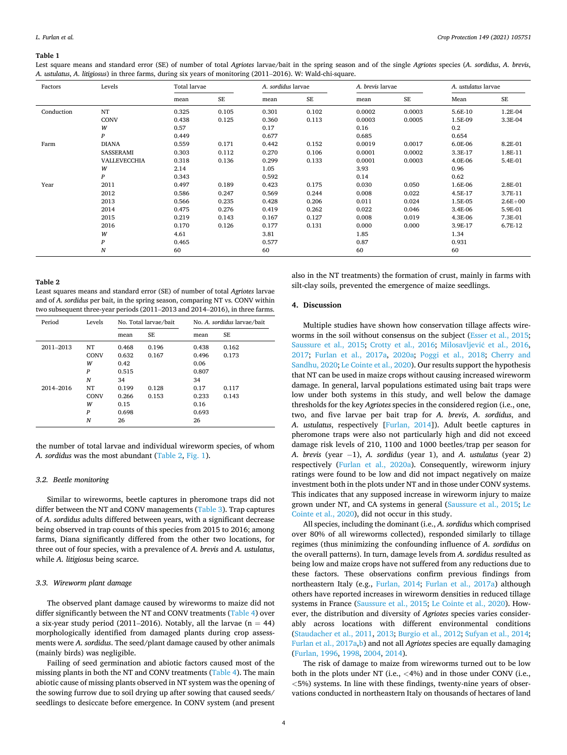**Table 1**
Lest square means and standard error (SE) of number of total *Agriotes* larvae/bait in the spring season and of the single *Agriotes* species (*A. sordidus*, *A. brevis*, *A. ustulatus*, *A. litigiosus*) in three farms, during six years of monitoring (2011–2016). W: Wald-chi-square.

| Factors | Levels | Total larvae | | *A. sordidus* larvae | | *A. brevis* larvae | | *A. ustulatus* larvae | |
|---|---|---|---|---|---|---|---|---|---|
| | | mean | SE | mean | SE | mean | SE | Mean | SE |
| Conduction | NT | 0.325 | 0.105 | 0.301 | 0.102 | 0.0002 | 0.0003 | 5.6E-10 | 1.2E-04 |
| | CONV | 0.438 | 0.125 | 0.360 | 0.113 | 0.0003 | 0.0005 | 1.5E-09 | 3.3E-04 |
| | *W* | 0.57 | | 0.17 | | 0.16 | | 0.2 | |
| | *P* | 0.449 | | 0.677 | | 0.685 | | 0.654 | |
| Farm | DIANA | 0.559 | 0.171 | 0.442 | 0.152 | 0.0019 | 0.0017 | 6.0E-06 | 8.2E-01 |
| | SASSERAMI | 0.303 | 0.112 | 0.270 | 0.106 | 0.0001 | 0.0002 | 3.3E-17 | 1.8E-11 |
| | VALLEVECCHIA | 0.318 | 0.136 | 0.299 | 0.133 | 0.0001 | 0.0003 | 4.0E-06 | 5.4E-01 |
| | *W* | 2.14 | | 1.05 | | 3.93 | | 0.96 | |
| | *P* | 0.343 | | 0.592 | | 0.14 | | 0.62 | |
| Year | 2011 | 0.497 | 0.189 | 0.423 | 0.175 | 0.030 | 0.050 | 1.6E-06 | 2.8E-01 |
| | 2012 | 0.586 | 0.247 | 0.569 | 0.244 | 0.008 | 0.022 | 4.5E-17 | 3.7E-11 |
| | 2013 | 0.566 | 0.235 | 0.428 | 0.206 | 0.011 | 0.024 | 1.5E-05 | 2.6E+00 |
| | 2014 | 0.475 | 0.276 | 0.419 | 0.262 | 0.022 | 0.046 | 3.4E-06 | 5.9E-01 |
| | 2015 | 0.219 | 0.143 | 0.167 | 0.127 | 0.008 | 0.019 | 4.3E-06 | 7.3E-01 |
| | 2016 | 0.170 | 0.126 | 0.177 | 0.131 | 0.000 | 0.000 | 3.9E-17 | 6.7E-12 |
| | *W* | 4.61 | | 3.81 | | 1.85 | | 1.34 | |
| | *P* | 0.465 | | 0.577 | | 0.87 | | 0.931 | |
| | *N* | 60 | | 60 | | 60 | | 60 | |

**Table 2**
Least squares means and standard error (SE) of number of total *Agriotes* larvae and of *A. sordidus* per bait, in the spring season, comparing NT vs. CONV within two subsequent three-year periods (2011–2013 and 2014–2016), in three farms.

| Period | Levels | No. Total larvae/bait | | No. *A. sordidus* larvae/bait | |
|---|---|---|---|---|---|
| | | mean | SE | mean | SE |
| 2011–2013 | NT | 0.468 | 0.196 | 0.438 | 0.162 |
| | CONV | 0.632 | 0.167 | 0.496 | 0.173 |
| | *W* | 0.42 | | 0.06 | |
| | *P* | 0.515 | | 0.807 | |
| | *N* | 34 | | 34 | |
| 2014–2016 | NT | 0.199 | 0.128 | 0.17 | 0.117 |
| | CONV | 0.266 | 0.153 | 0.233 | 0.143 |
| | *W* | 0.15 | | 0.16 | |
| | *P* | 0.698 | | 0.693 | |
| | *N* | 26 | | 26 | |

the number of total larvae and individual wireworm species, of whom *A. sordidus* was the most abundant (Table 2, Fig. 1).

### 3.2. Beetle monitoring

Similar to wireworms, beetle captures in pheromone traps did not differ between the NT and CONV managements (Table 3). Trap captures of *A. sordidus* adults differed between years, with a significant decrease being observed in trap counts of this species from 2015 to 2016; among farms, Diana significantly differed from the other two locations, for three out of four species, with a prevalence of *A. brevis* and *A. ustulatus*, while *A. litigiosus* being scarce.

### 3.3. Wireworm plant damage

The observed plant damage caused by wireworms to maize did not differ significantly between the NT and CONV treatments (Table 4) over a six-year study period (2011–2016). Notably, all the larvae (n = 44) morphologically identified from damaged plants during crop assessments were *A. sordidus*. The seed/plant damage caused by other animals (mainly birds) was negligible.

Failing of seed germination and abiotic factors caused most of the missing plants in both the NT and CONV treatments (Table 4). The main abiotic cause of missing plants observed in NT system was the opening of the sowing furrow due to soil drying up after sowing that caused seeds/seedlings to desiccate before emergence. In CONV system (and present also in the NT treatments) the formation of crust, mainly in farms with silt-clay soils, prevented the emergence of maize seedlings.

## 4. Discussion

Multiple studies have shown how conservation tillage affects wireworms in the soil without consensus on the subject (Esser et al., 2015; Saussure et al., 2015; Crotty et al., 2016; Milosavljević et al., 2016, 2017; Furlan et al., 2017a, 2020a; Poggi et al., 2018; Cherry and Sandhu, 2020; Le Cointe et al., 2020). Our results support the hypothesis that NT can be used in maize crops without causing increased wireworm damage. In general, larval populations estimated using bait traps were low under both systems in this study, and well below the damage thresholds for the key *Agriotes* species in the considered region (i.e., one, two, and five larvae per bait trap for *A. brevis*, *A. sordidus*, and *A. ustulatus*, respectively [Furlan, 2014]). Adult beetle captures in pheromone traps were not particularly high and did not exceed damage risk levels of 210, 1100 and 1000 beetles/trap per season for *A. brevis* (year −1), *A. sordidus* (year 1), and *A. ustulatus* (year 2) respectively (Furlan et al., 2020a). Consequently, wireworm injury ratings were found to be low and did not impact negatively on maize investment both in the plots under NT and in those under CONV systems. This indicates that any supposed increase in wireworm injury to maize grown under NT, and CA systems in general (Saussure et al., 2015; Le Cointe et al., 2020), did not occur in this study.

All species, including the dominant (i.e., *A. sordidus* which comprised over 80% of all wireworms collected), responded similarly to tillage regimes (thus minimizing the confounding influence of *A. sordidus* on the overall patterns). In turn, damage levels from *A. sordidus* resulted as being low and maize crops have not suffered from any reductions due to these factors. These observations confirm previous findings from northeastern Italy (e.g., Furlan, 2014; Furlan et al., 2017a) although others have reported increases in wireworm densities in reduced tillage systems in France (Saussure et al., 2015; Le Cointe et al., 2020). However, the distribution and diversity of *Agriotes* species varies considerably across locations with different environmental conditions (Staudacher et al., 2011, 2013; Burgio et al., 2012; Sufyan et al., 2014; Furlan et al., 2017a,b) and not all *Agriotes* species are equally damaging (Furlan, 1996, 1998, 2004, 2014).

The risk of damage to maize from wireworms turned out to be low both in the plots under NT (i.e., <4%) and in those under CONV (i.e., <5%) systems. In line with these findings, twenty-nine years of observations conducted in northeastern Italy on thousands of hectares of land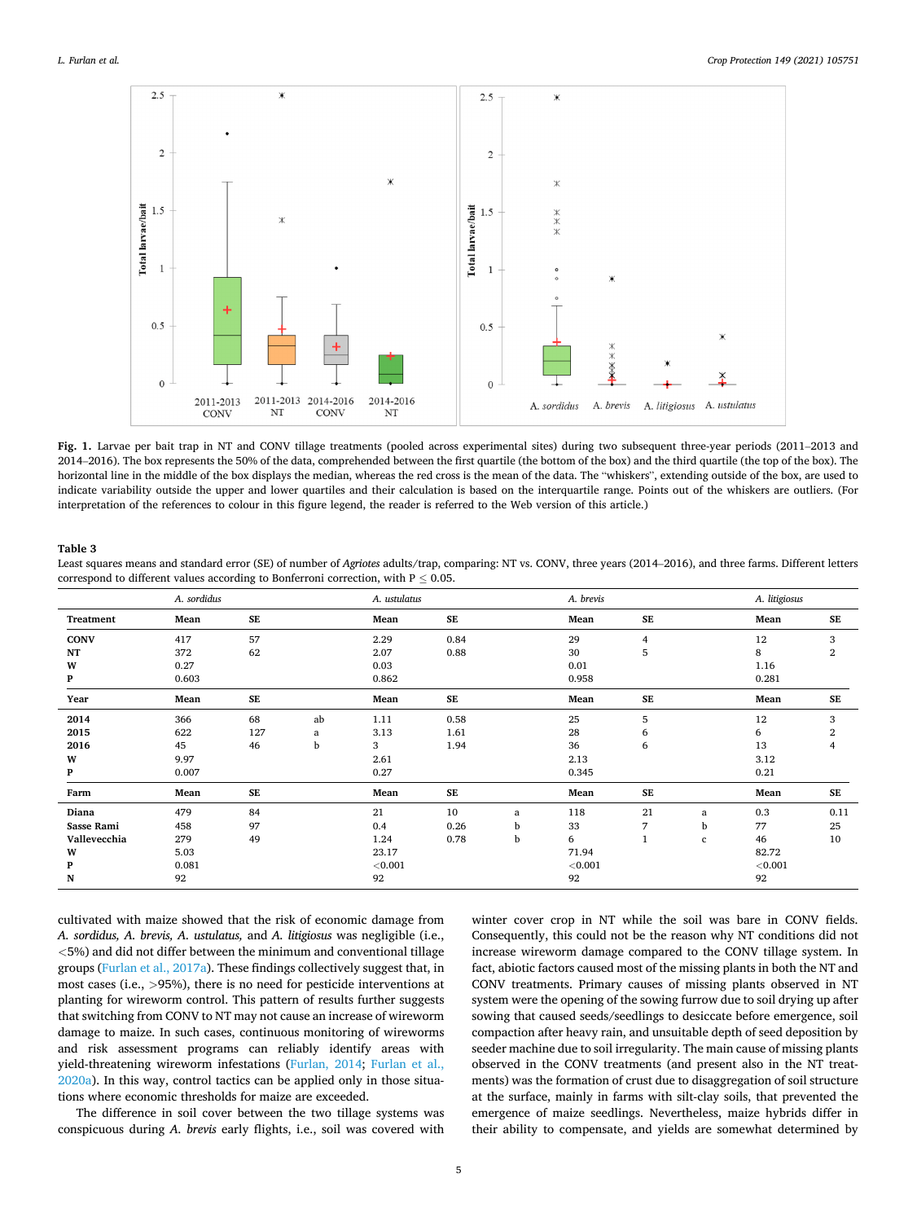**Fig. 1.** Larvae per bait trap in NT and CONV tillage treatments (pooled across experimental sites) during two subsequent three-year periods (2011–2013 and 2014–2016). The box represents the 50% of the data, comprehended between the first quartile (the bottom of the box) and the third quartile (the top of the box). The horizontal line in the middle of the box displays the median, whereas the red cross is the mean of the data. The "whiskers", extending outside of the box, are used to indicate variability outside the upper and lower quartiles and their calculation is based on the interquartile range. Points out of the whiskers are outliers. (For interpretation of the references to colour in this figure legend, the reader is referred to the Web version of this article.)

**Table 3**
Least squares means and standard error (SE) of number of *Agriotes* adults/trap, comparing: NT vs. CONV, three years (2014–2016), and three farms. Different letters correspond to different values according to Bonferroni correction, with P ≤ 0.05.

| | *A. sordidus* | | | *A. ustulatus* | | | *A. brevis* | | | *A. litigiosus* | |
|---|---|---|---|---|---|---|---|---|---|---|---|
| **Treatment** | **Mean** | **SE** | | **Mean** | **SE** | | **Mean** | **SE** | | **Mean** | **SE** |
| **CONV** | 417 | 57 | | 2.29 | 0.84 | | 29 | 4 | | 12 | 3 |
| **NT** | 372 | 62 | | 2.07 | 0.88 | | 30 | 5 | | 8 | 2 |
| **W** | 0.27 | | | 0.03 | | | 0.01 | | | 1.16 | |
| **P** | 0.603 | | | 0.862 | | | 0.958 | | | 0.281 | |
| **Year** | **Mean** | **SE** | | **Mean** | **SE** | | **Mean** | **SE** | | **Mean** | **SE** |
| **2014** | 366 | 68 | ab | 1.11 | 0.58 | | 25 | 5 | | 12 | 3 |
| **2015** | 622 | 127 | a | 3.13 | 1.61 | | 28 | 6 | | 6 | 2 |
| **2016** | 45 | 46 | b | 3 | 1.94 | | 36 | 6 | | 13 | 4 |
| **W** | 9.97 | | | 2.61 | | | 2.13 | | | 3.12 | |
| **P** | 0.007 | | | 0.27 | | | 0.345 | | | 0.21 | |
| **Farm** | **Mean** | **SE** | | **Mean** | **SE** | | **Mean** | **SE** | | **Mean** | **SE** |
| **Diana** | 479 | 84 | | 21 | 10 | a | 118 | 21 | a | 0.3 | 0.11 |
| **Sasse Rami** | 458 | 97 | | 0.4 | 0.26 | b | 33 | 7 | b | 77 | 25 |
| **Vallevecchia** | 279 | 49 | | 1.24 | 0.78 | b | 6 | 1 | c | 46 | 10 |
| **W** | 5.03 | | | 23.17 | | | 71.94 | | | 82.72 | |
| **P** | 0.081 | | | <0.001 | | | <0.001 | | | <0.001 | |
| **N** | 92 | | | 92 | | | 92 | | | 92 | |

cultivated with maize showed that the risk of economic damage from *A. sordidus, A. brevis, A. ustulatus,* and *A. litigiosus* was negligible (i.e., <5%) and did not differ between the minimum and conventional tillage groups (Furlan et al., 2017a). These findings collectively suggest that, in most cases (i.e., >95%), there is no need for pesticide interventions at planting for wireworm control. This pattern of results further suggests that switching from CONV to NT may not cause an increase of wireworm damage to maize. In such cases, continuous monitoring of wireworms and risk assessment programs can reliably identify areas with yield-threatening wireworm infestations (Furlan, 2014; Furlan et al., 2020a). In this way, control tactics can be applied only in those situations where economic thresholds for maize are exceeded.

The difference in soil cover between the two tillage systems was conspicuous during *A. brevis* early flights, i.e., soil was covered with winter cover crop in NT while the soil was bare in CONV fields. Consequently, this could not be the reason why NT conditions did not increase wireworm damage compared to the CONV tillage system. In fact, abiotic factors caused most of the missing plants in both the NT and CONV treatments. Primary causes of missing plants observed in NT system were the opening of the sowing furrow due to soil drying up after sowing that caused seeds/seedlings to desiccate before emergence, soil compaction after heavy rain, and unsuitable depth of seed deposition by seeder machine due to soil irregularity. The main cause of missing plants observed in the CONV treatments (and present also in the NT treatments) was the formation of crust due to disaggregation of soil structure at the surface, mainly in farms with silt-clay soils, that prevented the emergence of maize seedlings. Nevertheless, maize hybrids differ in their ability to compensate, and yields are somewhat determined by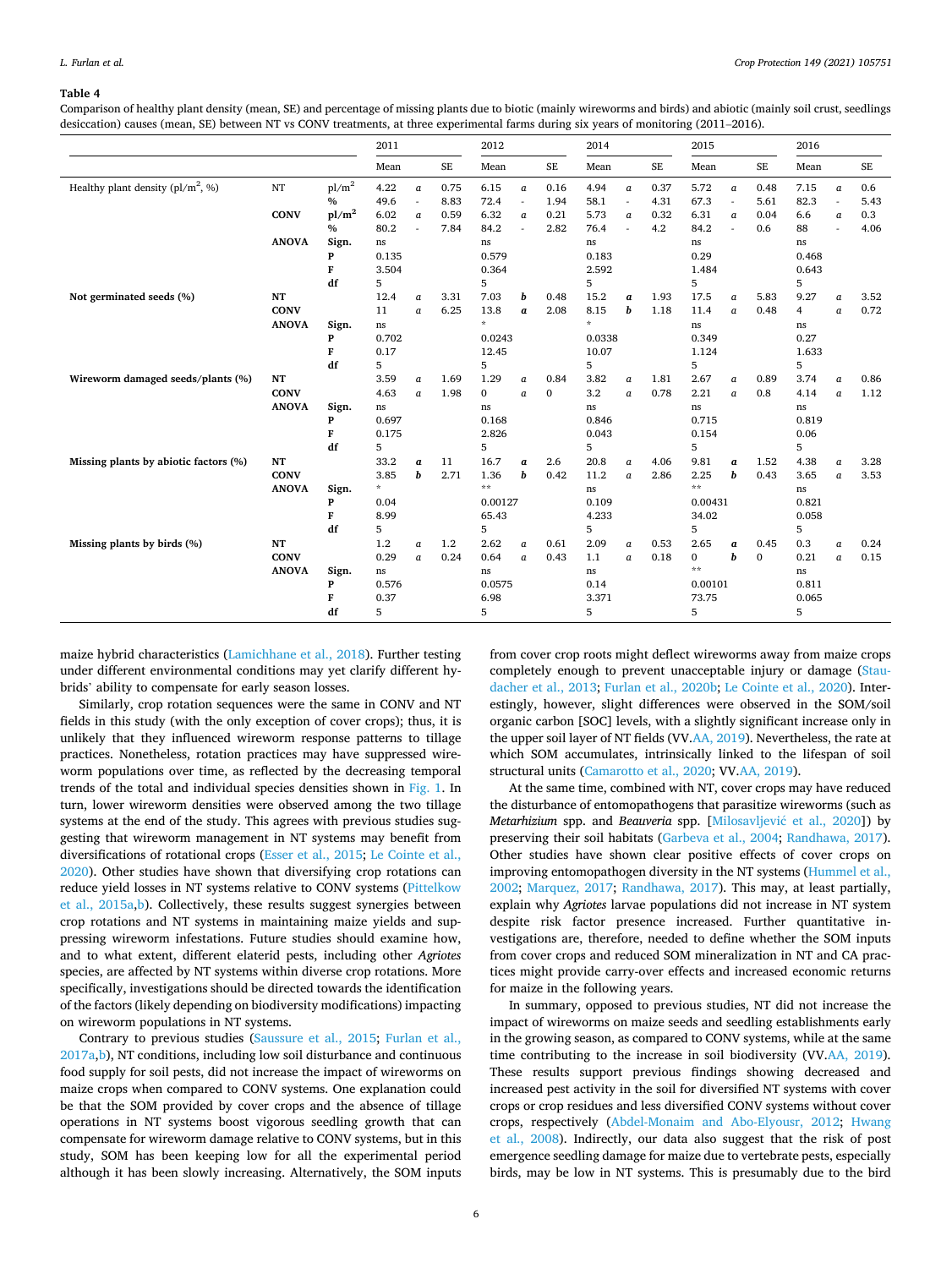**Table 4**

Comparison of healthy plant density (mean, SE) and percentage of missing plants due to biotic (mainly wireworms and birds) and abiotic (mainly soil crust, seedlings desiccation) causes (mean, SE) between NT vs CONV treatments, at three experimental farms during six years of monitoring (2011–2016).

| | | | 2011 | | | 2012 | | | 2014 | | | 2015 | | | 2016 | | |
|---|---|---|---|---|---|---|---|---|---|---|---|---|---|---|---|---|---|
| | | | Mean | | SE | Mean | | SE | Mean | | SE | Mean | | SE | Mean | | SE |
| Healthy plant density ($pl/m^2$, %) | NT | $pl/m^2$ | 4.22 | *a* | 0.75 | 6.15 | *a* | 0.16 | 4.94 | *a* | 0.37 | 5.72 | *a* | 0.48 | 7.15 | *a* | 0.6 |
| | | % | 49.6 | - | 8.83 | 72.4 | - | 1.94 | 58.1 | - | 4.31 | 67.3 | - | 5.61 | 82.3 | - | 5.43 |
| | **CONV** | $pl/m^2$ | 6.02 | *a* | 0.59 | 6.32 | *a* | 0.21 | 5.73 | *a* | 0.32 | 6.31 | *a* | 0.04 | 6.6 | *a* | 0.3 |
| | | % | 80.2 | - | 7.84 | 84.2 | - | 2.82 | 76.4 | - | 4.2 | 84.2 | - | 0.6 | 88 | - | 4.06 |
| | **ANOVA** | **Sign.** | ns | | | ns | | | ns | | | ns | | | ns | | |
| | | **P** | 0.135 | | | 0.579 | | | 0.183 | | | 0.29 | | | 0.468 | | |
| | | **F** | 3.504 | | | 0.364 | | | 2.592 | | | 1.484 | | | 0.643 | | |
| | | **df** | 5 | | | 5 | | | 5 | | | 5 | | | 5 | | |
| **Not germinated seeds (%)** | **NT** | | 12.4 | *a* | 3.31 | 7.03 | ***b*** | 0.48 | 15.2 | ***a*** | 1.93 | 17.5 | *a* | 5.83 | 9.27 | *a* | 3.52 |
| | **CONV** | | 11 | *a* | 6.25 | 13.8 | ***a*** | 2.08 | 8.15 | ***b*** | 1.18 | 11.4 | *a* | 0.48 | 4 | *a* | 0.72 |
| | **ANOVA** | **Sign.** | ns | | | * | | | * | | | ns | | | ns | | |
| | | **P** | 0.702 | | | 0.0243 | | | 0.0338 | | | 0.349 | | | 0.27 | | |
| | | **F** | 0.17 | | | 12.45 | | | 10.07 | | | 1.124 | | | 1.633 | | |
| | | **df** | 5 | | | 5 | | | 5 | | | 5 | | | 5 | | |
| **Wireworm damaged seeds/plants (%)** | **NT** | | 3.59 | *a* | 1.69 | 1.29 | *a* | 0.84 | 3.82 | *a* | 1.81 | 2.67 | *a* | 0.89 | 3.74 | *a* | 0.86 |
| | **CONV** | | 4.63 | *a* | 1.98 | 0 | *a* | 0 | 3.2 | *a* | 0.78 | 2.21 | *a* | 0.8 | 4.14 | *a* | 1.12 |
| | **ANOVA** | **Sign.** | ns | | | ns | | | ns | | | ns | | | ns | | |
| | | **P** | 0.697 | | | 0.168 | | | 0.846 | | | 0.715 | | | 0.819 | | |
| | | **F** | 0.175 | | | 2.826 | | | 0.043 | | | 0.154 | | | 0.06 | | |
| | | **df** | 5 | | | 5 | | | 5 | | | 5 | | | 5 | | |
| **Missing plants by abiotic factors (%)** | **NT** | | 33.2 | ***a*** | 11 | 16.7 | ***a*** | 2.6 | 20.8 | *a* | 4.06 | 9.81 | ***a*** | 1.52 | 4.38 | *a* | 3.28 |
| | **CONV** | | 3.85 | ***b*** | 2.71 | 1.36 | ***b*** | 0.42 | 11.2 | *a* | 2.86 | 2.25 | ***b*** | 0.43 | 3.65 | *a* | 3.53 |
| | **ANOVA** | **Sign.** | * | | | ** | | | ns | | | ** | | | ns | | |
| | | **P** | 0.04 | | | 0.00127 | | | 0.109 | | | 0.00431 | | | 0.821 | | |
| | | **F** | 8.99 | | | 65.43 | | | 4.233 | | | 34.02 | | | 0.058 | | |
| | | **df** | 5 | | | 5 | | | 5 | | | 5 | | | 5 | | |
| **Missing plants by birds (%)** | **NT** | | 1.2 | *a* | 1.2 | 2.62 | *a* | 0.61 | 2.09 | *a* | 0.53 | 2.65 | ***a*** | 0.45 | 0.3 | *a* | 0.24 |
| | **CONV** | | 0.29 | *a* | 0.24 | 0.64 | *a* | 0.43 | 1.1 | *a* | 0.18 | 0 | ***b*** | 0 | 0.21 | *a* | 0.15 |
| | **ANOVA** | **Sign.** | ns | | | ns | | | ns | | | ** | | | ns | | |
| | | **P** | 0.576 | | | 0.0575 | | | 0.14 | | | 0.00101 | | | 0.811 | | |
| | | **F** | 0.37 | | | 6.98 | | | 3.371 | | | 73.75 | | | 0.065 | | |
| | | **df** | 5 | | | 5 | | | 5 | | | 5 | | | 5 | | |

maize hybrid characteristics (Lamichhane et al., 2018). Further testing under different environmental conditions may yet clarify different hybrids' ability to compensate for early season losses.

Similarly, crop rotation sequences were the same in CONV and NT fields in this study (with the only exception of cover crops); thus, it is unlikely that they influenced wireworm response patterns to tillage practices. Nonetheless, rotation practices may have suppressed wireworm populations over time, as reflected by the decreasing temporal trends of the total and individual species densities shown in Fig. 1. In turn, lower wireworm densities were observed among the two tillage systems at the end of the study. This agrees with previous studies suggesting that wireworm management in NT systems may benefit from diversifications of rotational crops (Esser et al., 2015; Le Cointe et al., 2020). Other studies have shown that diversifying crop rotations can reduce yield losses in NT systems relative to CONV systems (Pittelkow et al., 2015a,b). Collectively, these results suggest synergies between crop rotations and NT systems in maintaining maize yields and suppressing wireworm infestations. Future studies should examine how, and to what extent, different elaterid pests, including other *Agriotes* species, are affected by NT systems within diverse crop rotations. More specifically, investigations should be directed towards the identification of the factors (likely depending on biodiversity modifications) impacting on wireworm populations in NT systems.

Contrary to previous studies (Saussure et al., 2015; Furlan et al., 2017a,b), NT conditions, including low soil disturbance and continuous food supply for soil pests, did not increase the impact of wireworms on maize crops when compared to CONV systems. One explanation could be that the SOM provided by cover crops and the absence of tillage operations in NT systems boost vigorous seedling growth that can compensate for wireworm damage relative to CONV systems, but in this study, SOM has been keeping low for all the experimental period although it has been slowly increasing. Alternatively, the SOM inputs from cover crop roots might deflect wireworms away from maize crops completely enough to prevent unacceptable injury or damage (Staudacher et al., 2013; Furlan et al., 2020b; Le Cointe et al., 2020). Interestingly, however, slight differences were observed in the SOM/soil organic carbon [SOC] levels, with a slightly significant increase only in the upper soil layer of NT fields (VV.AA, 2019). Nevertheless, the rate at which SOM accumulates, intrinsically linked to the lifespan of soil structural units (Camarotto et al., 2020; VV.AA, 2019).

At the same time, combined with NT, cover crops may have reduced the disturbance of entomopathogens that parasitize wireworms (such as *Metarhizium* spp. and *Beauveria* spp. [Milosavljević et al., 2020]) by preserving their soil habitats (Garbeva et al., 2004; Randhawa, 2017). Other studies have shown clear positive effects of cover crops on improving entomopathogen diversity in the NT systems (Hummel et al., 2002; Marquez, 2017; Randhawa, 2017). This may, at least partially, explain why *Agriotes* larvae populations did not increase in NT system despite risk factor presence increased. Further quantitative investigations are, therefore, needed to define whether the SOM inputs from cover crops and reduced SOM mineralization in NT and CA practices might provide carry-over effects and increased economic returns for maize in the following years.

In summary, opposed to previous studies, NT did not increase the impact of wireworms on maize seeds and seedling establishments early in the growing season, as compared to CONV systems, while at the same time contributing to the increase in soil biodiversity (VV.AA, 2019). These results support previous findings showing decreased and increased pest activity in the soil for diversified NT systems with cover crops or crop residues and less diversified CONV systems without cover crops, respectively (Abdel-Monaim and Abo-Elyousr, 2012; Hwang et al., 2008). Indirectly, our data also suggest that the risk of post emergence seedling damage for maize due to vertebrate pests, especially birds, may be low in NT systems. This is presumably due to the bird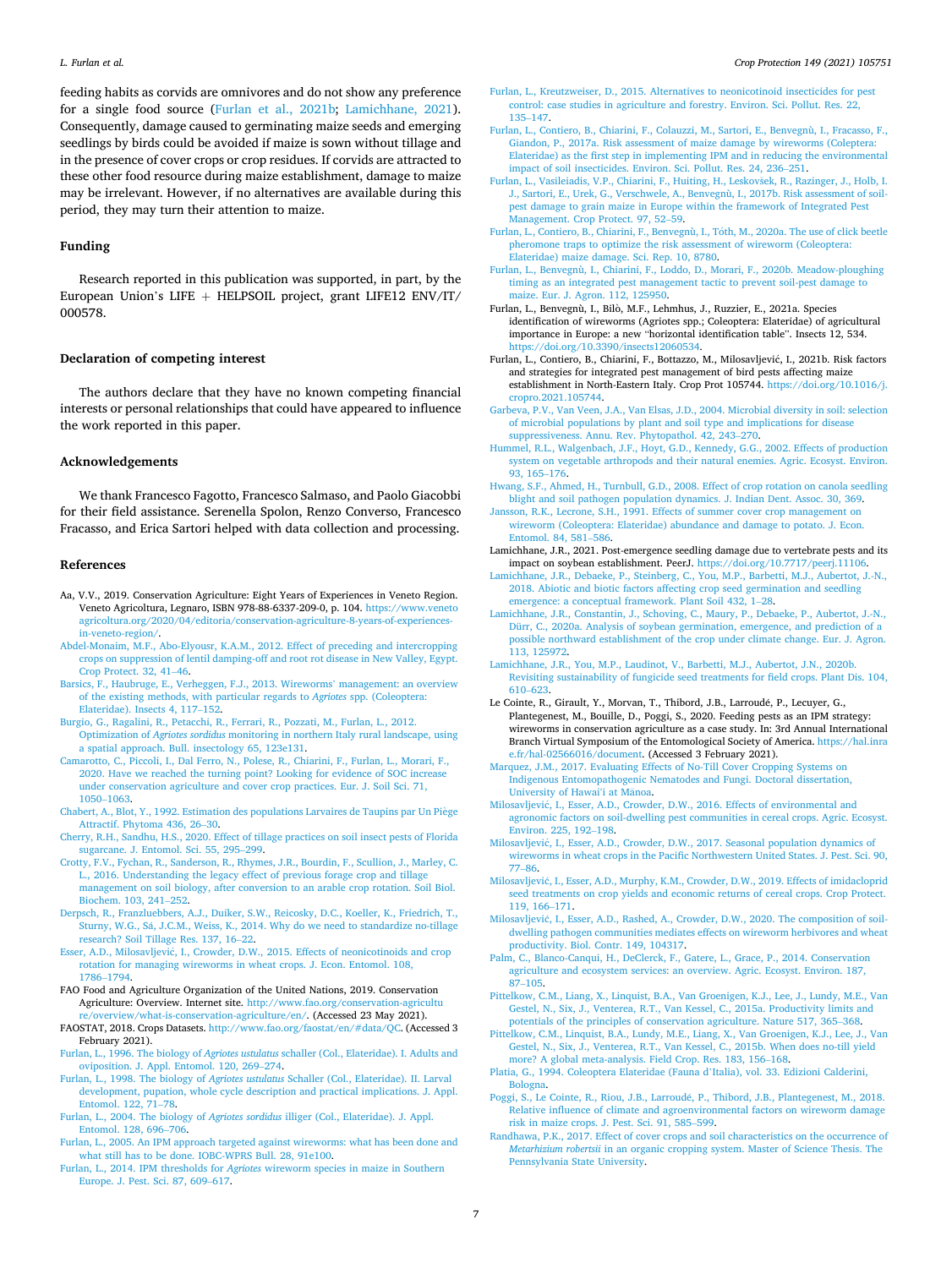feeding habits as corvids are omnivores and do not show any preference for a single food source (Furlan et al., 2021b; Lamichhane, 2021). Consequently, damage caused to germinating maize seeds and emerging seedlings by birds could be avoided if maize is sown without tillage and in the presence of cover crops or crop residues. If corvids are attracted to these other food resource during maize establishment, damage to maize may be irrelevant. However, if no alternatives are available during this period, they may turn their attention to maize.

## Funding

Research reported in this publication was supported, in part, by the European Union's LIFE + HELPSOIL project, grant LIFE12 ENV/IT/000578.

## Declaration of competing interest

The authors declare that they have no known competing financial interests or personal relationships that could have appeared to influence the work reported in this paper.

## Acknowledgements

We thank Francesco Fagotto, Francesco Salmaso, and Paolo Giacobbi for their field assistance. Serenella Spolon, Renzo Converso, Francesco Fracasso, and Erica Sartori helped with data collection and processing.

## References

Aa, V.V., 2019. Conservation Agriculture: Eight Years of Experiences in Veneto Region. Veneto Agricoltura, Legnaro, ISBN 978-88-6337-209-0, p. 104. https://www.venetoagricoltura.org/2020/04/editoria/conservation-agriculture-8-years-of-experiences-in-veneto-region/.

Abdel-Monaim, M.F., Abo-Elyousr, K.A.M., 2012. Effect of preceding and intercropping crops on suppression of lentil damping-off and root rot disease in New Valley, Egypt. Crop Protect. 32, 41–46.

Barsics, F., Haubruge, E., Verheggen, F.J., 2013. Wireworms' management: an overview of the existing methods, with particular regards to *Agriotes* spp. (Coleoptera: Elateridae). Insects 4, 117–152.

Burgio, G., Ragalini, R., Petacchi, R., Ferrari, R., Pozzati, M., Furlan, L., 2012. Optimization of *Agriotes sordidus* monitoring in northern Italy rural landscape, using a spatial approach. Bull. insectology 65, 123e131.

Camarotto, C., Piccoli, I., Dal Ferro, N., Polese, R., Chiarini, F., Furlan, L., Morari, F., 2020. Have we reached the turning point? Looking for evidence of SOC increase under conservation agriculture and cover crop practices. Eur. J. Soil Sci. 71, 1050–1063.

Chabert, A., Blot, Y., 1992. Estimation des populations Larvaires de Taupins par Un Piège Attractif. Phytoma 436, 26–30.

Cherry, R.H., Sandhu, H.S., 2020. Effect of tillage practices on soil insect pests of Florida sugarcane. J. Entomol. Sci. 55, 295–299.

Crotty, F.V., Fychan, R., Sanderson, R., Rhymes, J.R., Bourdin, F., Scullion, J., Marley, C. L., 2016. Understanding the legacy effect of previous forage crop and tillage management on soil biology, after conversion to an arable crop rotation. Soil Biol. Biochem. 103, 241–252.

Derpsch, R., Franzluebbers, A.J., Duiker, S.W., Reicosky, D.C., Koeller, K., Friedrich, T., Sturny, W.G., Sá, J.C.M., Weiss, K., 2014. Why do we need to standardize no-tillage research? Soil Tillage Res. 137, 16–22.

Esser, A.D., Milosavljević, I., Crowder, D.W., 2015. Effects of neonicotinoids and crop rotation for managing wireworms in wheat crops. J. Econ. Entomol. 108, 1786–1794.

FAO Food and Agriculture Organization of the United Nations, 2019. Conservation Agriculture: Overview. Internet site. http://www.fao.org/conservation-agriculture/overview/what-is-conservation-agriculture/en/. (Accessed 23 May 2021).

FAOSTAT, 2018. Crops Datasets. http://www.fao.org/faostat/en/#data/QC. (Accessed 3 February 2021).

Furlan, L., 1996. The biology of *Agriotes ustulatus* schaller (Col., Elateridae). I. Adults and oviposition. J. Appl. Entomol. 120, 269–274.

Furlan, L., 1998. The biology of *Agriotes ustulatus* Schaller (Col., Elateridae). II. Larval development, pupation, whole cycle description and practical implications. J. Appl. Entomol. 122, 71–78.

Furlan, L., 2004. The biology of *Agriotes sordidus* illiger (Col., Elateridae). J. Appl. Entomol. 128, 696–706.

Furlan, L., 2005. An IPM approach targeted against wireworms: what has been done and what still has to be done. IOBC-WPRS Bull. 28, 91e100.

Furlan, L., 2014. IPM thresholds for *Agriotes* wireworm species in maize in Southern Europe. J. Pest. Sci. 87, 609–617.

Furlan, L., Kreutzweiser, D., 2015. Alternatives to neonicotinoid insecticides for pest control: case studies in agriculture and forestry. Environ. Sci. Pollut. Res. 22, 135–147.

Furlan, L., Contiero, B., Chiarini, F., Colauzzi, M., Sartori, E., Benvegnù, I., Fracasso, F., Giandon, P., 2017a. Risk assessment of maize damage by wireworms (Coleoptera: Elateridae) as the first step in implementing IPM and in reducing the environmental impact of soil insecticides. Environ. Sci. Pollut. Res. 24, 236–251.

Furlan, L., Vasileiadis, V.P., Chiarini, F., Huiting, H., Leskovšek, R., Razinger, J., Holb, I. J., Sartori, E., Urek, G., Verschwele, A., Benvegnù, I., 2017b. Risk assessment of soil-pest damage to grain maize in Europe within the framework of Integrated Pest Management. Crop Protect. 97, 52–59.

Furlan, L., Contiero, B., Chiarini, F., Benvegnù, I., Tóth, M., 2020a. The use of click beetle pheromone traps to optimize the risk assessment of wireworm (Coleoptera: Elateridae) maize damage. Sci. Rep. 10, 8780.

Furlan, L., Benvegnù, I., Chiarini, F., Loddo, D., Morari, F., 2020b. Meadow-ploughing timing as an integrated pest management tactic to prevent soil-pest damage to maize. Eur. J. Agron. 112, 125950.

Furlan, L., Benvegnù, I., Bilò, M.F., Lehmhus, J., Ruzzier, E., 2021a. Species identification of wireworms (Agriotes spp.; Coleoptera: Elateridae) of agricultural importance in Europe: a new "horizontal identification table". Insects 12, 534. https://doi.org/10.3390/insects12060534.

Furlan, L., Contiero, B., Chiarini, F., Bottazzo, M., Milosavljević, I., 2021b. Risk factors and strategies for integrated pest management of bird pests affecting maize establishment in North-Eastern Italy. Crop Prot 105744. https://doi.org/10.1016/j.cropro.2021.105744.

Garbeva, P.V., Van Veen, J.A., Van Elsas, J.D., 2004. Microbial diversity in soil: selection of microbial populations by plant and soil type and implications for disease suppressiveness. Annu. Rev. Phytopathol. 42, 243–270.

Hummel, R.L., Walgenbach, J.F., Hoyt, G.D., Kennedy, G.G., 2002. Effects of production system on vegetable arthropods and their natural enemies. Agric. Ecosyst. Environ. 93, 165–176.

Hwang, S.F., Ahmed, H., Turnbull, G.D., 2008. Effect of crop rotation on canola seedling blight and soil pathogen population dynamics. J. Indian Dent. Assoc. 30, 369.

Jansson, R.K., Lecrone, S.H., 1991. Effects of summer cover crop management on wireworm (Coleoptera: Elateridae) abundance and damage to potato. J. Econ. Entomol. 84, 581–586.

Lamichhane, J.R., 2021. Post-emergence seedling damage due to vertebrate pests and its impact on soybean establishment. PeerJ. https://doi.org/10.7717/peerj.11106.

Lamichhane, J.R., Debaeke, P., Steinberg, C., You, M.P., Barbetti, M.J., Aubertot, J.-N., 2018. Abiotic and biotic factors affecting crop seed germination and seedling emergence: a conceptual framework. Plant Soil 432, 1–28.

Lamichhane, J.R., Constantin, J., Schoving, C., Maury, P., Debaeke, P., Aubertot, J.-N., Dürr, C., 2020a. Analysis of soybean germination, emergence, and prediction of a possible northward establishment of the crop under climate change. Eur. J. Agron. 113, 125972.

Lamichhane, J.R., You, M.P., Laudinot, V., Barbetti, M.J., Aubertot, J.N., 2020b. Revisiting sustainability of fungicide seed treatments for field crops. Plant Dis. 104, 610–623.

Le Cointe, R., Girault, Y., Morvan, T., Thibord, J.B., Larroudé, P., Lecuyer, G., Plantegenest, M., Bouille, D., Poggi, S., 2020. Feeding pests as an IPM strategy: wireworms in conservation agriculture as a case study. In: 3rd Annual International Branch Virtual Symposium of the Entomological Society of America. https://hal.inrae.fr/hal-02566016/document. (Accessed 3 February 2021).

Marquez, J.M., 2017. Evaluating Effects of No-Till Cover Cropping Systems on Indigenous Entomopathogenic Nematodes and Fungi. Doctoral dissertation, University of Hawai'i at Mānoa.

Milosavljević, I., Esser, A.D., Crowder, D.W., 2016. Effects of environmental and agronomic factors on soil-dwelling pest communities in cereal crops. Agric. Ecosyst. Environ. 225, 192–198.

Milosavljević, I., Esser, A.D., Crowder, D.W., 2017. Seasonal population dynamics of wireworms in wheat crops in the Pacific Northwestern United States. J. Pest. Sci. 90, 77–86.

Milosavljević, I., Esser, A.D., Murphy, K.M., Crowder, D.W., 2019. Effects of imidacloprid seed treatments on crop yields and economic returns of cereal crops. Crop Protect. 119, 166–171.

Milosavljević, I., Esser, A.D., Rashed, A., Crowder, D.W., 2020. The composition of soil-dwelling pathogen communities mediates effects on wireworm herbivores and wheat productivity. Biol. Contr. 149, 104317.

Palm, C., Blanco-Canqui, H., DeClerck, F., Gatere, L., Grace, P., 2014. Conservation agriculture and ecosystem services: an overview. Agric. Ecosyst. Environ. 187, 87–105.

Pittelkow, C.M., Liang, X., Linquist, B.A., Van Groenigen, K.J., Lee, J., Lundy, M.E., Van Gestel, N., Six, J., Venterea, R.T., Van Kessel, C., 2015a. Productivity limits and potentials of the principles of conservation agriculture. Nature 517, 365–368.

Pittelkow, C.M., Linquist, B.A., Lundy, M.E., Liang, X., Van Groenigen, K.J., Lee, J., Van Gestel, N., Six, J., Venterea, R.T., Van Kessel, C., 2015b. When does no-till yield more? A global meta-analysis. Field Crop. Res. 183, 156–168.

Platia, G., 1994. Coleoptera Elateridae (Fauna d'Italia), vol. 33. Edizioni Calderini, Bologna.

Poggi, S., Le Cointe, R., Riou, J.B., Larroudé, P., Thibord, J.B., Plantegenest, M., 2018. Relative influence of climate and agroenvironmental factors on wireworm damage risk in maize crops. J. Pest. Sci. 91, 585–599.

Randhawa, P.K., 2017. Effect of cover crops and soil characteristics on the occurrence of *Metarhizium robertsii* in an organic cropping system. Master of Science Thesis. The Pennsylvania State University.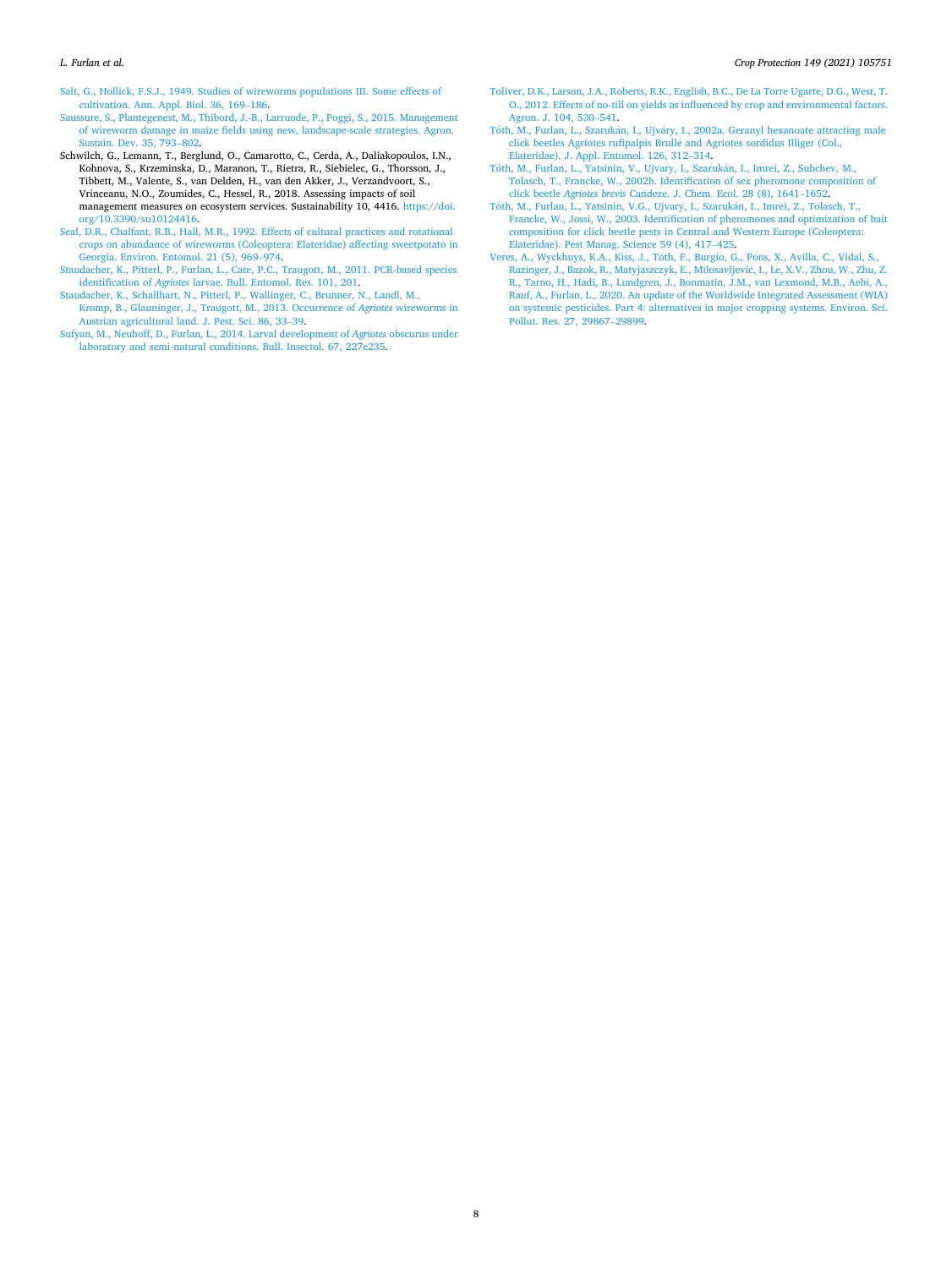Salt, G., Hollick, F.S.J., 1949. Studies of wireworms populations III. Some effects of cultivation. Ann. Appl. Biol. 36, 169–186.

Saussure, S., Plantegenest, M., Thibord, J.-B., Larruode, P., Poggi, S., 2015. Management of wireworm damage in maize fields using new, landscape-scale strategies. Agron. Sustain. Dev. 35, 793–802.

Schwilch, G., Lemann, T., Berglund, O., Camarotto, C., Cerda, A., Daliakopoulos, I.N., Kohnova, S., Krzeminska, D., Maranon, T., Rietra, R., Siebielec, G., Thorsson, J., Tibbett, M., Valente, S., van Delden, H., van den Akker, J., Verzandvoort, S., Vrinceanu, N.O., Zoumides, C., Hessel, R., 2018. Assessing impacts of soil management measures on ecosystem services. Sustainability 10, 4416. https://doi.org/10.3390/su10124416.

Seal, D.R., Chalfant, R.B., Hall, M.R., 1992. Effects of cultural practices and rotational crops on abundance of wireworms (Coleoptera: Elateridae) affecting sweetpotato in Georgia. Environ. Entomol. 21 (5), 969–974.

Staudacher, K., Pitterl, P., Furlan, L., Cate, P.C., Traugott, M., 2011. PCR-based species identification of *Agriotes* larvae. Bull. Entomol. Res. 101, 201.

Staudacher, K., Schallhart, N., Pitterl, P., Wallinger, C., Brunner, N., Landl, M., Kromp, B., Glauninger, J., Traugott, M., 2013. Occurrence of *Agriotes* wireworms in Austrian agricultural land. J. Pest. Sci. 86, 33–39.

Sufyan, M., Neuhoff, D., Furlan, L., 2014. Larval development of *Agriotes* obscurus under laboratory and semi-natural conditions. Bull. Insectol. 67, 227e235.

Toliver, D.K., Larson, J.A., Roberts, R.K., English, B.C., De La Torre Ugarte, D.G., West, T. O., 2012. Effects of no-till on yields as influenced by crop and environmental factors. Agron. J. 104, 530–541.

Tóth, M., Furlan, L., Szarukán, I., Ujváry, I., 2002a. Geranyl hexanoate attracting male click beetles Agriotes rufipalpis Brullé and Agriotes sordidus Illiger (Col., Elateridae). J. Appl. Entomol. 126, 312–314.

Tóth, M., Furlan, L., Yatsinin, V., Ujvary, I., Szarukán, I., Imrei, Z., Subchev, M., Tolasch, T., Francke, W., 2002b. Identification of sex pheromone composition of click beetle *Agriotes brevis* Candeze. J. Chem. Ecol. 28 (8), 1641–1652.

Tóth, M., Furlan, L., Yatsinin, V.G., Ujvary, I., Szarukán, I., Imrei, Z., Tolasch, T., Francke, W., Jossi, W., 2003. Identification of pheromones and optimization of bait composition for click beetle pests in Central and Western Europe (Coleoptera: Elateridae). Pest Manag. Science 59 (4), 417–425.

Veres, A., Wyckhuys, K.A., Kiss, J., Tóth, F., Burgio, G., Pons, X., Avilla, C., Vidal, S., Razinger, J., Bazok, R., Matyjaszczyk, E., Milosavljević, I., Le, X.V., Zhou, W., Zhu, Z. R., Tarno, H., Hadi, B., Lundgren, J., Bonmatin, J.M., van Lexmond, M.B., Aebi, A., Rauf, A., Furlan, L., 2020. An update of the Worldwide Integrated Assessment (WIA) on systemic pesticides. Part 4: alternatives in major cropping systems. Environ. Sci. Pollut. Res. 27, 29867–29899.